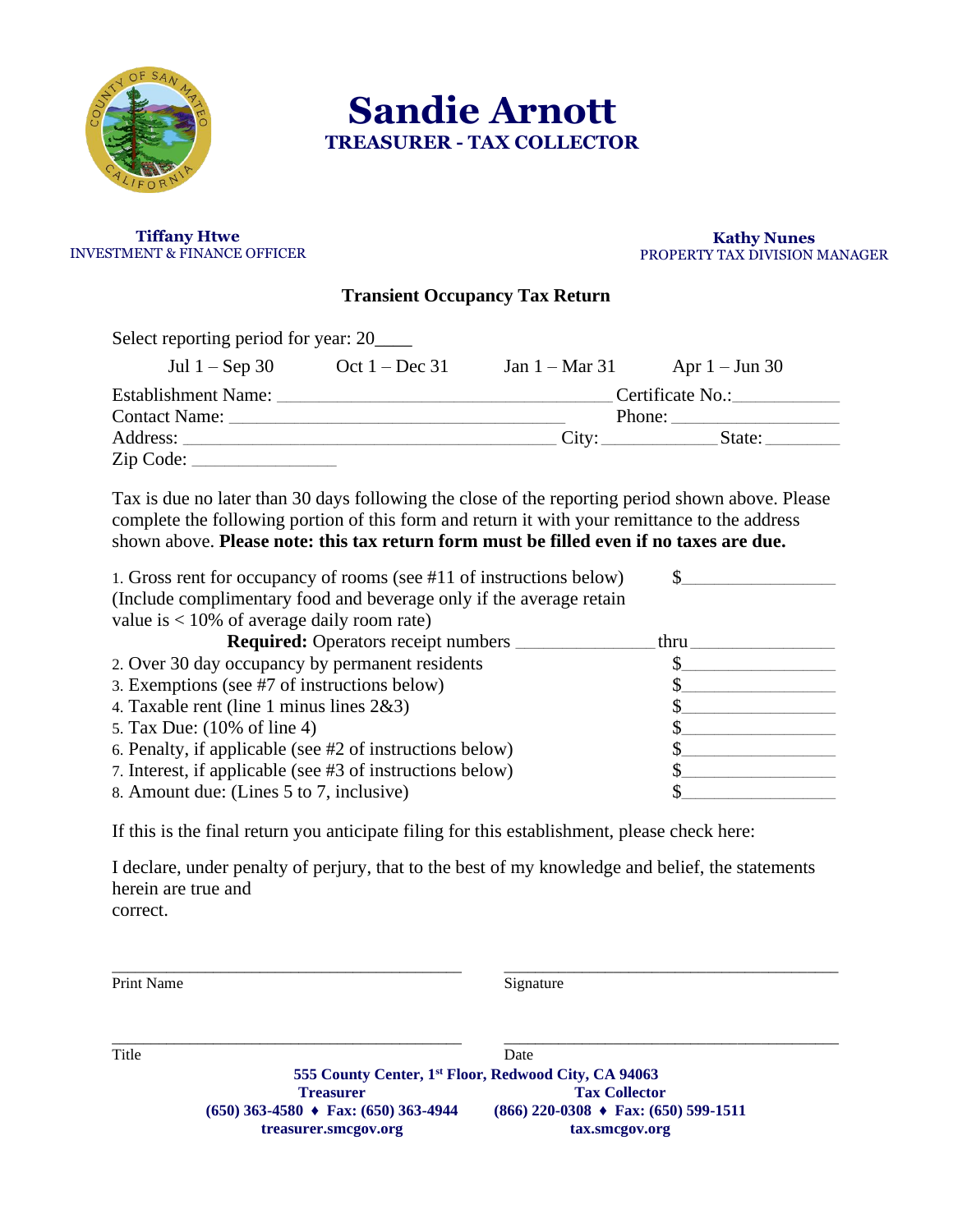# Sandie Arnott

## TREASURER - TAX COLLECTOR

**Tiffany Htwe**
INVESTMENT & FINANCE OFFICER

**Kathy Nunes**
PROPERTY TAX DIVISION MANAGER

### Transient Occupancy Tax Return

Select reporting period for year: 20____

Jul 1 – Sep 30    Oct 1 – Dec 31    Jan 1 – Mar 31    Apr 1 – Jun 30

Establishment Name: ____________________________________ Certificate No.:___________

Contact Name: ____________________________________ Phone: _________________

Address: ________________________________________ City: ____________ State: ________

Zip Code: ______________

Tax is due no later than 30 days following the close of the reporting period shown above. Please complete the following portion of this form and return it with your remittance to the address shown above. **Please note: this tax return form must be filled even if no taxes are due.**

1. Gross rent for occupancy of rooms (see #11 of instructions below) $_______________
(Include complimentary food and beverage only if the average retain value is < 10% of average daily room rate)

**Required:** Operators receipt numbers _______________ thru _______________

2. Over 30 day occupancy by permanent residents $_______________
3. Exemptions (see #7 of instructions below) $_______________
4. Taxable rent (line 1 minus lines 2&3) $_______________
5. Tax Due: (10% of line 4) $_______________
6. Penalty, if applicable (see #2 of instructions below) $_______________
7. Interest, if applicable (see #3 of instructions below) $_______________
8. Amount due: (Lines 5 to 7, inclusive) $_______________

If this is the final return you anticipate filing for this establishment, please check here:

I declare, under penalty of perjury, that to the best of my knowledge and belief, the statements herein are true and
correct.

_________________________________________ _________________________________________
Print Name Signature

_________________________________________ _________________________________________
Title Date

**555 County Center, 1st Floor, Redwood City, CA 94063**

**Treasurer**
**(650) 363-4580 ♦ Fax: (650) 363-4944**
**treasurer.smcgov.org**

**Tax Collector**
**(866) 220-0308 ♦ Fax: (650) 599-1511**
**tax.smcgov.org**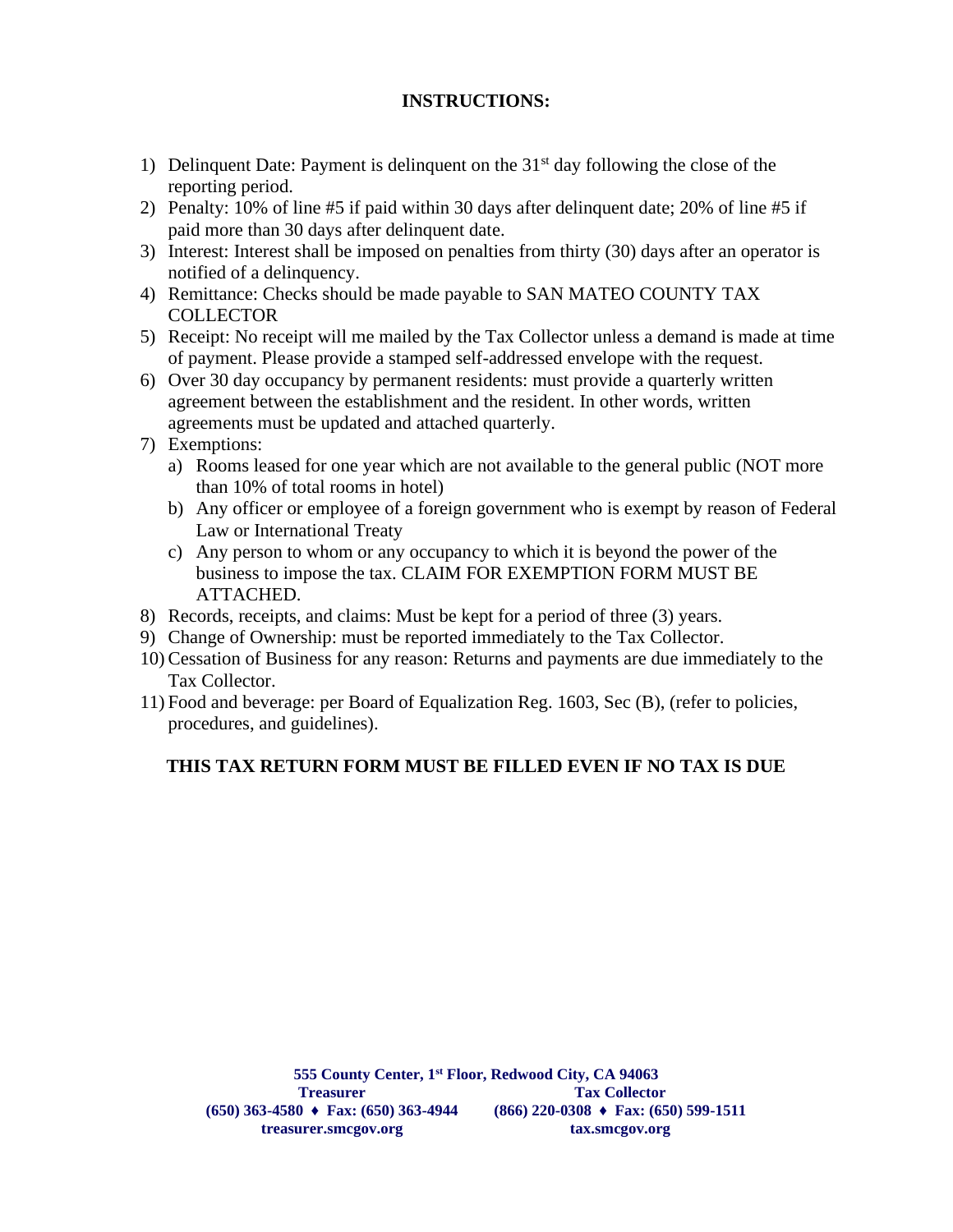## INSTRUCTIONS:

1) Delinquent Date: Payment is delinquent on the 31st day following the close of the reporting period.
2) Penalty: 10% of line #5 if paid within 30 days after delinquent date; 20% of line #5 if paid more than 30 days after delinquent date.
3) Interest: Interest shall be imposed on penalties from thirty (30) days after an operator is notified of a delinquency.
4) Remittance: Checks should be made payable to SAN MATEO COUNTY TAX COLLECTOR
5) Receipt: No receipt will me mailed by the Tax Collector unless a demand is made at time of payment. Please provide a stamped self-addressed envelope with the request.
6) Over 30 day occupancy by permanent residents: must provide a quarterly written agreement between the establishment and the resident. In other words, written agreements must be updated and attached quarterly.
7) Exemptions:
   a) Rooms leased for one year which are not available to the general public (NOT more than 10% of total rooms in hotel)
   b) Any officer or employee of a foreign government who is exempt by reason of Federal Law or International Treaty
   c) Any person to whom or any occupancy to which it is beyond the power of the business to impose the tax. CLAIM FOR EXEMPTION FORM MUST BE ATTACHED.
8) Records, receipts, and claims: Must be kept for a period of three (3) years.
9) Change of Ownership: must be reported immediately to the Tax Collector.
10) Cessation of Business for any reason: Returns and payments are due immediately to the Tax Collector.
11) Food and beverage: per Board of Equalization Reg. 1603, Sec (B), (refer to policies, procedures, and guidelines).

**THIS TAX RETURN FORM MUST BE FILLED EVEN IF NO TAX IS DUE**

**555 County Center, 1st Floor, Redwood City, CA 94063**

| Treasurer | Tax Collector |
|---|---|
| (650) 363-4580 ♦ Fax: (650) 363-4944 | (866) 220-0308 ♦ Fax: (650) 599-1511 |
| treasurer.smcgov.org | tax.smcgov.org |